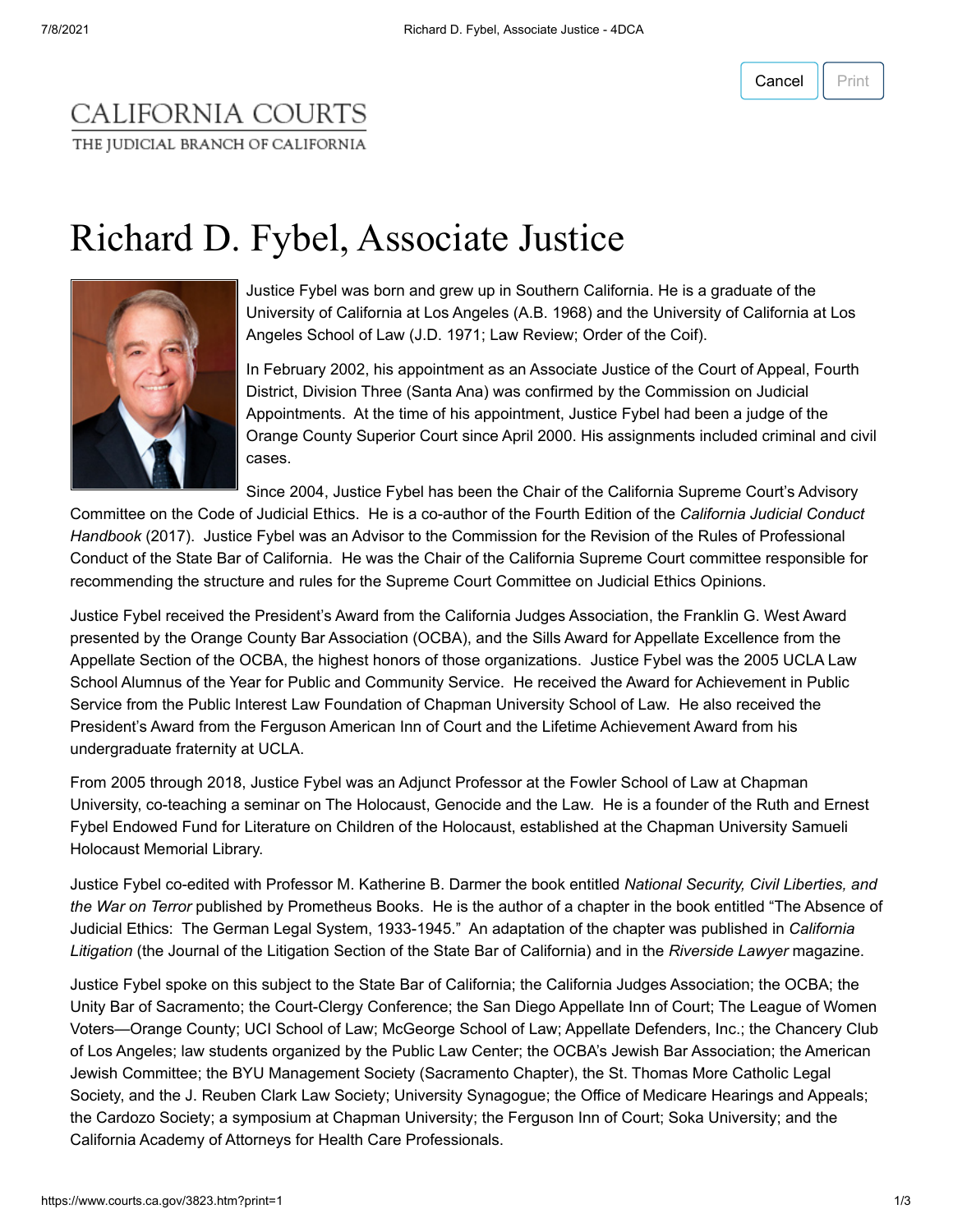CALIFORNIA COURTS

THE JUDICIAL BRANCH OF CALIFORNIA

# Richard D. Fybel, Associate Justice

Justice Fybel was born and grew up in Southern California. He is a graduate of the University of California at Los Angeles (A.B. 1968) and the University of California at Los Angeles School of Law (J.D. 1971; Law Review; Order of the Coif).

In February 2002, his appointment as an Associate Justice of the Court of Appeal, Fourth District, Division Three (Santa Ana) was confirmed by the Commission on Judicial Appointments. At the time of his appointment, Justice Fybel had been a judge of the Orange County Superior Court since April 2000. His assignments included criminal and civil cases.

Since 2004, Justice Fybel has been the Chair of the California Supreme Court's Advisory Committee on the Code of Judicial Ethics. He is a co-author of the Fourth Edition of the *California Judicial Conduct Handbook* (2017). Justice Fybel was an Advisor to the Commission for the Revision of the Rules of Professional Conduct of the State Bar of California. He was the Chair of the California Supreme Court committee responsible for recommending the structure and rules for the Supreme Court Committee on Judicial Ethics Opinions.

Justice Fybel received the President's Award from the California Judges Association, the Franklin G. West Award presented by the Orange County Bar Association (OCBA), and the Sills Award for Appellate Excellence from the Appellate Section of the OCBA, the highest honors of those organizations. Justice Fybel was the 2005 UCLA Law School Alumnus of the Year for Public and Community Service. He received the Award for Achievement in Public Service from the Public Interest Law Foundation of Chapman University School of Law. He also received the President's Award from the Ferguson American Inn of Court and the Lifetime Achievement Award from his undergraduate fraternity at UCLA.

From 2005 through 2018, Justice Fybel was an Adjunct Professor at the Fowler School of Law at Chapman University, co-teaching a seminar on The Holocaust, Genocide and the Law. He is a founder of the Ruth and Ernest Fybel Endowed Fund for Literature on Children of the Holocaust, established at the Chapman University Samueli Holocaust Memorial Library.

Justice Fybel co-edited with Professor M. Katherine B. Darmer the book entitled *National Security, Civil Liberties, and the War on Terror* published by Prometheus Books. He is the author of a chapter in the book entitled "The Absence of Judicial Ethics: The German Legal System, 1933-1945." An adaptation of the chapter was published in *California Litigation* (the Journal of the Litigation Section of the State Bar of California) and in the *Riverside Lawyer* magazine.

Justice Fybel spoke on this subject to the State Bar of California; the California Judges Association; the OCBA; the Unity Bar of Sacramento; the Court-Clergy Conference; the San Diego Appellate Inn of Court; The League of Women Voters—Orange County; UCI School of Law; McGeorge School of Law; Appellate Defenders, Inc.; the Chancery Club of Los Angeles; law students organized by the Public Law Center; the OCBA's Jewish Bar Association; the American Jewish Committee; the BYU Management Society (Sacramento Chapter), the St. Thomas More Catholic Legal Society, and the J. Reuben Clark Law Society; University Synagogue; the Office of Medicare Hearings and Appeals; the Cardozo Society; a symposium at Chapman University; the Ferguson Inn of Court; Soka University; and the California Academy of Attorneys for Health Care Professionals.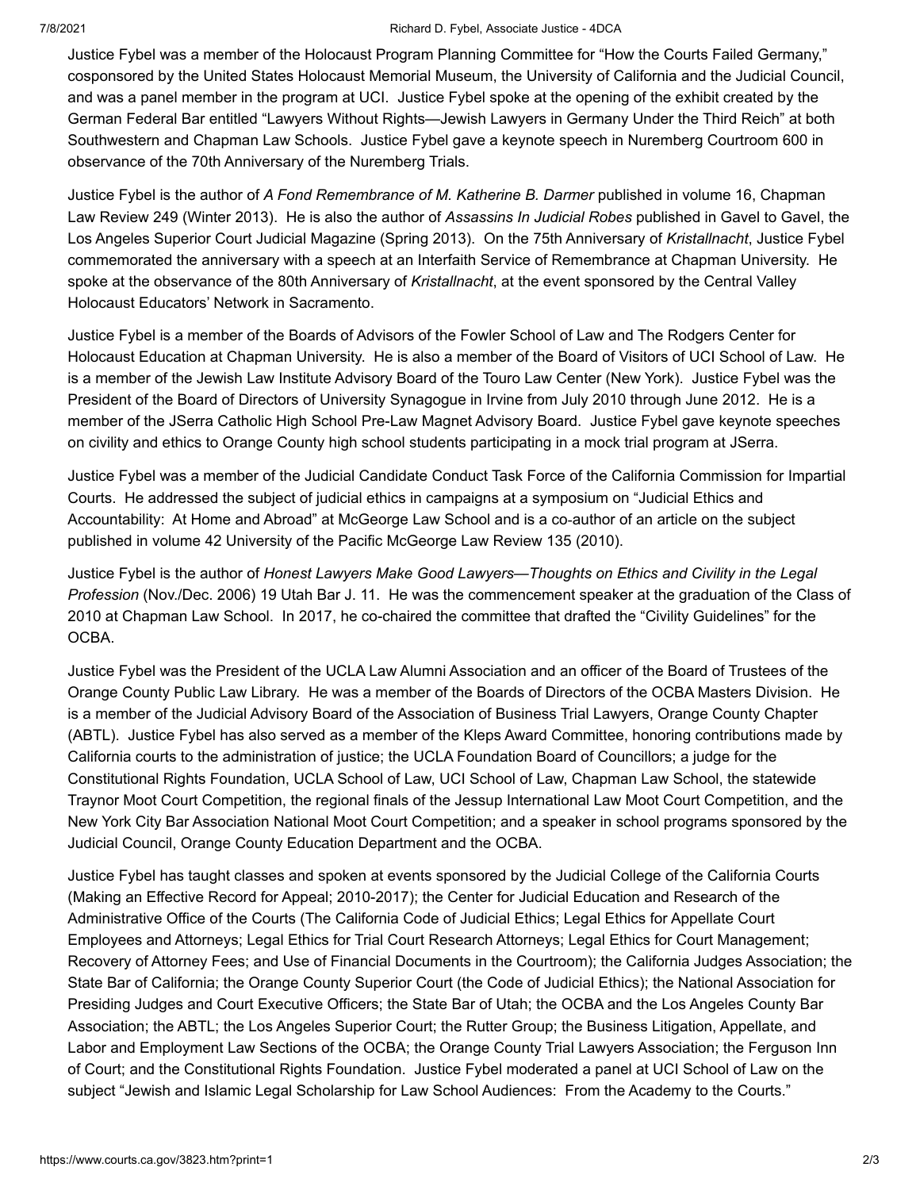Justice Fybel was a member of the Holocaust Program Planning Committee for "How the Courts Failed Germany," cosponsored by the United States Holocaust Memorial Museum, the University of California and the Judicial Council, and was a panel member in the program at UCI. Justice Fybel spoke at the opening of the exhibit created by the German Federal Bar entitled "Lawyers Without Rights—Jewish Lawyers in Germany Under the Third Reich" at both Southwestern and Chapman Law Schools. Justice Fybel gave a keynote speech in Nuremberg Courtroom 600 in observance of the 70th Anniversary of the Nuremberg Trials.

Justice Fybel is the author of *A Fond Remembrance of M. Katherine B. Darmer* published in volume 16, Chapman Law Review 249 (Winter 2013). He is also the author of *Assassins In Judicial Robes* published in Gavel to Gavel, the Los Angeles Superior Court Judicial Magazine (Spring 2013). On the 75th Anniversary of *Kristallnacht*, Justice Fybel commemorated the anniversary with a speech at an Interfaith Service of Remembrance at Chapman University. He spoke at the observance of the 80th Anniversary of *Kristallnacht*, at the event sponsored by the Central Valley Holocaust Educators' Network in Sacramento.

Justice Fybel is a member of the Boards of Advisors of the Fowler School of Law and The Rodgers Center for Holocaust Education at Chapman University. He is also a member of the Board of Visitors of UCI School of Law. He is a member of the Jewish Law Institute Advisory Board of the Touro Law Center (New York). Justice Fybel was the President of the Board of Directors of University Synagogue in Irvine from July 2010 through June 2012. He is a member of the JSerra Catholic High School Pre-Law Magnet Advisory Board. Justice Fybel gave keynote speeches on civility and ethics to Orange County high school students participating in a mock trial program at JSerra.

Justice Fybel was a member of the Judicial Candidate Conduct Task Force of the California Commission for Impartial Courts. He addressed the subject of judicial ethics in campaigns at a symposium on "Judicial Ethics and Accountability: At Home and Abroad" at McGeorge Law School and is a co-author of an article on the subject published in volume 42 University of the Pacific McGeorge Law Review 135 (2010).

Justice Fybel is the author of *Honest Lawyers Make Good Lawyers—Thoughts on Ethics and Civility in the Legal Profession* (Nov./Dec. 2006) 19 Utah Bar J. 11. He was the commencement speaker at the graduation of the Class of 2010 at Chapman Law School. In 2017, he co-chaired the committee that drafted the "Civility Guidelines" for the OCBA.

Justice Fybel was the President of the UCLA Law Alumni Association and an officer of the Board of Trustees of the Orange County Public Law Library. He was a member of the Boards of Directors of the OCBA Masters Division. He is a member of the Judicial Advisory Board of the Association of Business Trial Lawyers, Orange County Chapter (ABTL). Justice Fybel has also served as a member of the Kleps Award Committee, honoring contributions made by California courts to the administration of justice; the UCLA Foundation Board of Councillors; a judge for the Constitutional Rights Foundation, UCLA School of Law, UCI School of Law, Chapman Law School, the statewide Traynor Moot Court Competition, the regional finals of the Jessup International Law Moot Court Competition, and the New York City Bar Association National Moot Court Competition; and a speaker in school programs sponsored by the Judicial Council, Orange County Education Department and the OCBA.

Justice Fybel has taught classes and spoken at events sponsored by the Judicial College of the California Courts (Making an Effective Record for Appeal; 2010-2017); the Center for Judicial Education and Research of the Administrative Office of the Courts (The California Code of Judicial Ethics; Legal Ethics for Appellate Court Employees and Attorneys; Legal Ethics for Trial Court Research Attorneys; Legal Ethics for Court Management; Recovery of Attorney Fees; and Use of Financial Documents in the Courtroom); the California Judges Association; the State Bar of California; the Orange County Superior Court (the Code of Judicial Ethics); the National Association for Presiding Judges and Court Executive Officers; the State Bar of Utah; the OCBA and the Los Angeles County Bar Association; the ABTL; the Los Angeles Superior Court; the Rutter Group; the Business Litigation, Appellate, and Labor and Employment Law Sections of the OCBA; the Orange County Trial Lawyers Association; the Ferguson Inn of Court; and the Constitutional Rights Foundation. Justice Fybel moderated a panel at UCI School of Law on the subject "Jewish and Islamic Legal Scholarship for Law School Audiences: From the Academy to the Courts."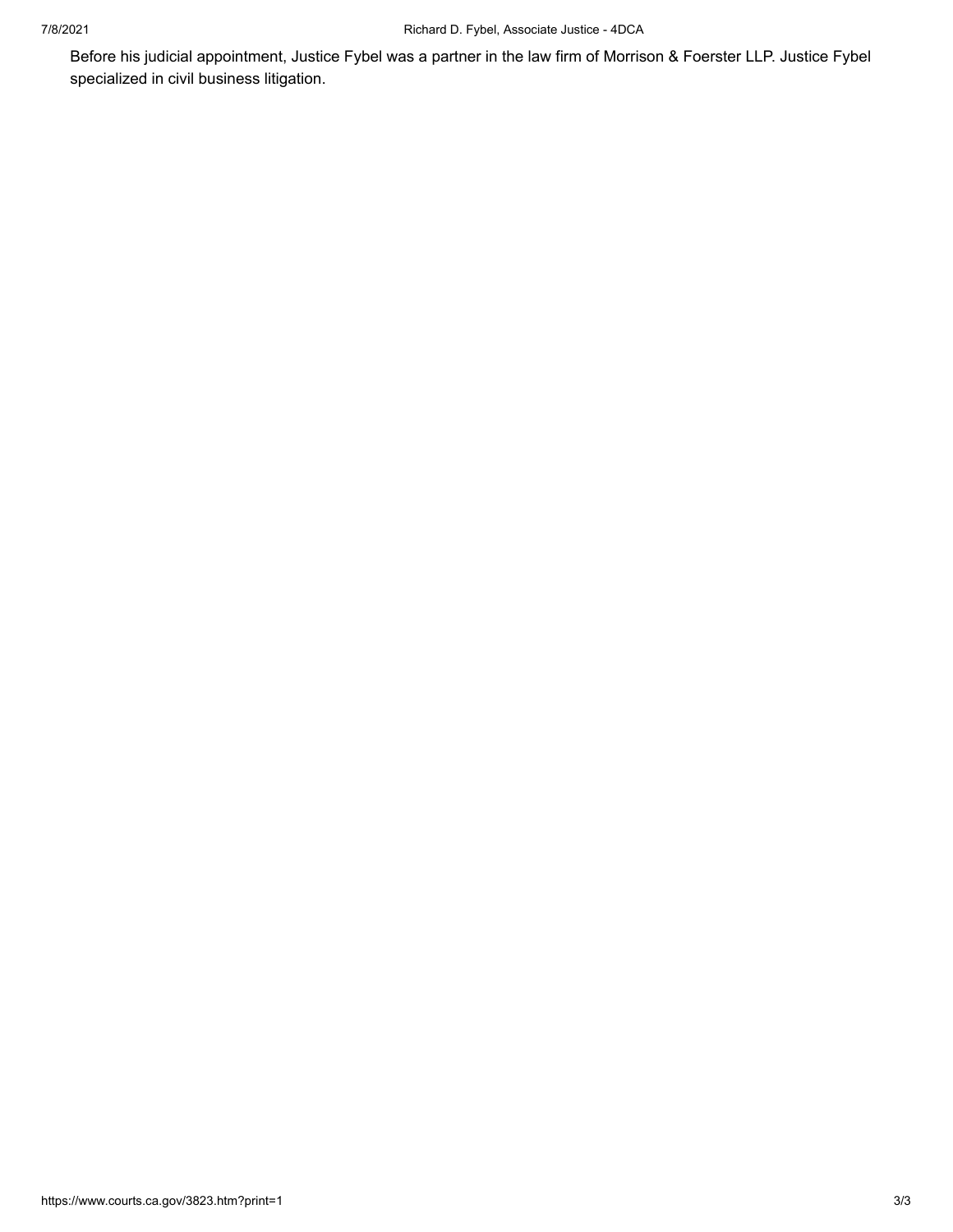Before his judicial appointment, Justice Fybel was a partner in the law firm of Morrison & Foerster LLP. Justice Fybel specialized in civil business litigation.